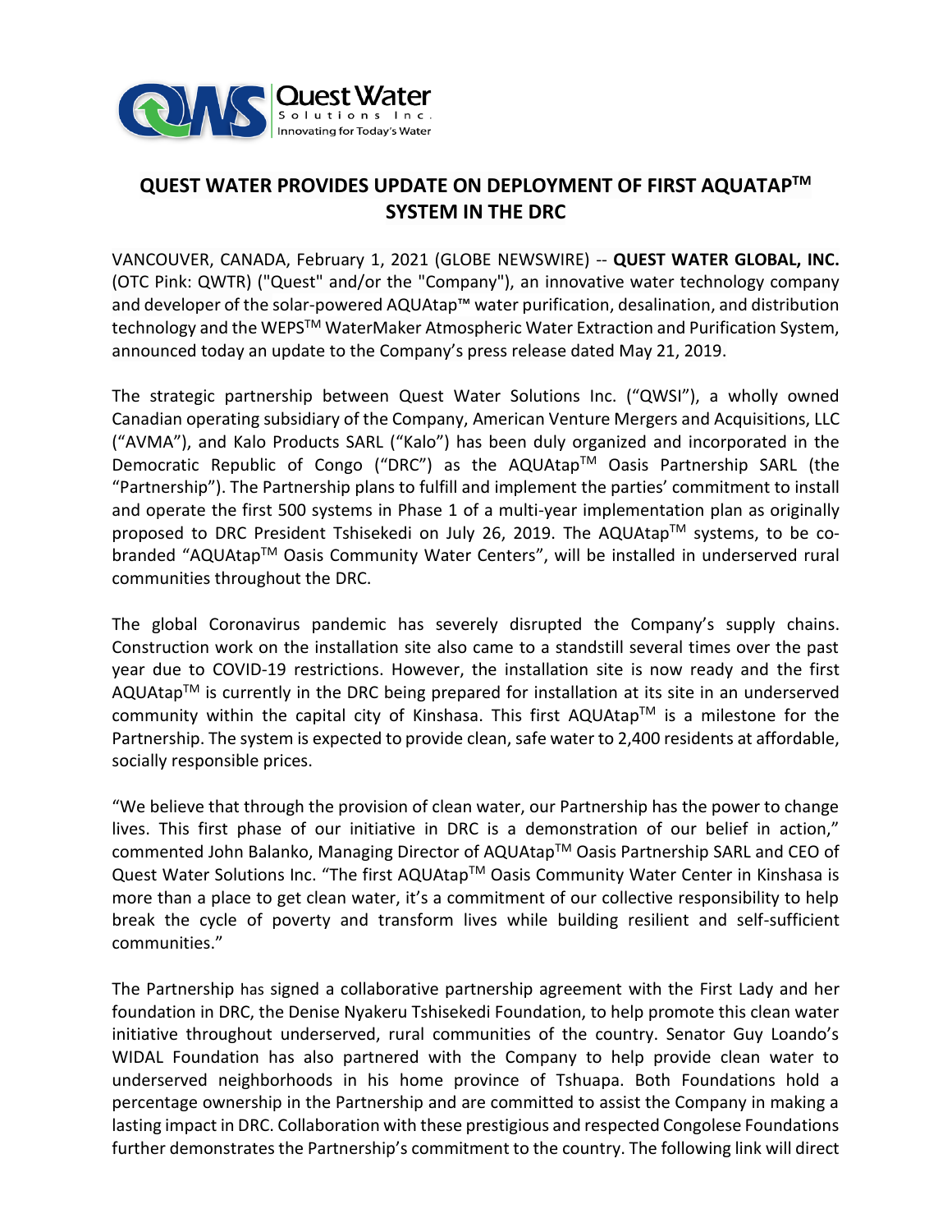# QUEST WATER PROVIDES UPDATE ON DEPLOYMENT OF FIRST AQUATAP™ SYSTEM IN THE DRC

VANCOUVER, CANADA, February 1, 2021 (GLOBE NEWSWIRE) -- **QUEST WATER GLOBAL, INC.** (OTC Pink: QWTR) ("Quest" and/or the "Company"), an innovative water technology company and developer of the solar-powered AQUAtap™ water purification, desalination, and distribution technology and the WEPS™ WaterMaker Atmospheric Water Extraction and Purification System, announced today an update to the Company's press release dated May 21, 2019.

The strategic partnership between Quest Water Solutions Inc. ("QWSI"), a wholly owned Canadian operating subsidiary of the Company, American Venture Mergers and Acquisitions, LLC ("AVMA"), and Kalo Products SARL ("Kalo") has been duly organized and incorporated in the Democratic Republic of Congo ("DRC") as the AQUAtap™ Oasis Partnership SARL (the "Partnership"). The Partnership plans to fulfill and implement the parties' commitment to install and operate the first 500 systems in Phase 1 of a multi-year implementation plan as originally proposed to DRC President Tshisekedi on July 26, 2019. The AQUAtap™ systems, to be co-branded "AQUAtap™ Oasis Community Water Centers", will be installed in underserved rural communities throughout the DRC.

The global Coronavirus pandemic has severely disrupted the Company's supply chains. Construction work on the installation site also came to a standstill several times over the past year due to COVID-19 restrictions. However, the installation site is now ready and the first AQUAtap™ is currently in the DRC being prepared for installation at its site in an underserved community within the capital city of Kinshasa. This first AQUAtap™ is a milestone for the Partnership. The system is expected to provide clean, safe water to 2,400 residents at affordable, socially responsible prices.

"We believe that through the provision of clean water, our Partnership has the power to change lives. This first phase of our initiative in DRC is a demonstration of our belief in action," commented John Balanko, Managing Director of AQUAtap™ Oasis Partnership SARL and CEO of Quest Water Solutions Inc. "The first AQUAtap™ Oasis Community Water Center in Kinshasa is more than a place to get clean water, it's a commitment of our collective responsibility to help break the cycle of poverty and transform lives while building resilient and self-sufficient communities."

The Partnership has signed a collaborative partnership agreement with the First Lady and her foundation in DRC, the Denise Nyakeru Tshisekedi Foundation, to help promote this clean water initiative throughout underserved, rural communities of the country. Senator Guy Loando's WIDAL Foundation has also partnered with the Company to help provide clean water to underserved neighborhoods in his home province of Tshuapa. Both Foundations hold a percentage ownership in the Partnership and are committed to assist the Company in making a lasting impact in DRC. Collaboration with these prestigious and respected Congolese Foundations further demonstrates the Partnership's commitment to the country. The following link will direct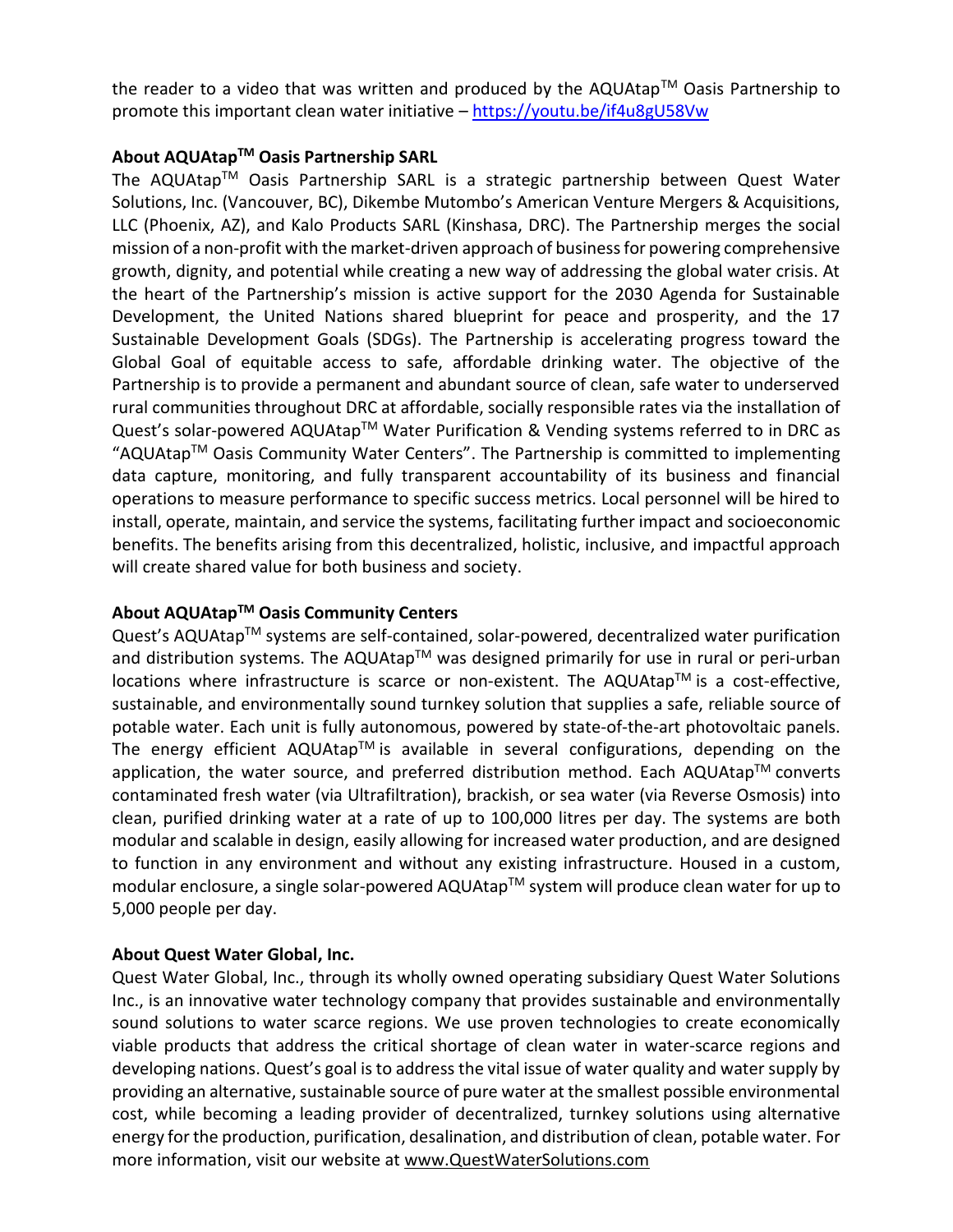the reader to a video that was written and produced by the AQUAtap™ Oasis Partnership to promote this important clean water initiative – https://youtu.be/if4u8gU58Vw

**About AQUAtap™ Oasis Partnership SARL**

The AQUAtap™ Oasis Partnership SARL is a strategic partnership between Quest Water Solutions, Inc. (Vancouver, BC), Dikembe Mutombo's American Venture Mergers & Acquisitions, LLC (Phoenix, AZ), and Kalo Products SARL (Kinshasa, DRC). The Partnership merges the social mission of a non-profit with the market-driven approach of business for powering comprehensive growth, dignity, and potential while creating a new way of addressing the global water crisis. At the heart of the Partnership's mission is active support for the 2030 Agenda for Sustainable Development, the United Nations shared blueprint for peace and prosperity, and the 17 Sustainable Development Goals (SDGs). The Partnership is accelerating progress toward the Global Goal of equitable access to safe, affordable drinking water. The objective of the Partnership is to provide a permanent and abundant source of clean, safe water to underserved rural communities throughout DRC at affordable, socially responsible rates via the installation of Quest's solar-powered AQUAtap™ Water Purification & Vending systems referred to in DRC as "AQUAtap™ Oasis Community Water Centers". The Partnership is committed to implementing data capture, monitoring, and fully transparent accountability of its business and financial operations to measure performance to specific success metrics. Local personnel will be hired to install, operate, maintain, and service the systems, facilitating further impact and socioeconomic benefits. The benefits arising from this decentralized, holistic, inclusive, and impactful approach will create shared value for both business and society.

**About AQUAtap™ Oasis Community Centers**

Quest's AQUAtap™ systems are self-contained, solar-powered, decentralized water purification and distribution systems. The AQUAtap™ was designed primarily for use in rural or peri-urban locations where infrastructure is scarce or non-existent. The AQUAtap™ is a cost-effective, sustainable, and environmentally sound turnkey solution that supplies a safe, reliable source of potable water. Each unit is fully autonomous, powered by state-of-the-art photovoltaic panels. The energy efficient AQUAtap™ is available in several configurations, depending on the application, the water source, and preferred distribution method. Each AQUAtap™ converts contaminated fresh water (via Ultrafiltration), brackish, or sea water (via Reverse Osmosis) into clean, purified drinking water at a rate of up to 100,000 litres per day. The systems are both modular and scalable in design, easily allowing for increased water production, and are designed to function in any environment and without any existing infrastructure. Housed in a custom, modular enclosure, a single solar-powered AQUAtap™ system will produce clean water for up to 5,000 people per day.

**About Quest Water Global, Inc.**

Quest Water Global, Inc., through its wholly owned operating subsidiary Quest Water Solutions Inc., is an innovative water technology company that provides sustainable and environmentally sound solutions to water scarce regions. We use proven technologies to create economically viable products that address the critical shortage of clean water in water-scarce regions and developing nations. Quest's goal is to address the vital issue of water quality and water supply by providing an alternative, sustainable source of pure water at the smallest possible environmental cost, while becoming a leading provider of decentralized, turnkey solutions using alternative energy for the production, purification, desalination, and distribution of clean, potable water. For more information, visit our website at www.QuestWaterSolutions.com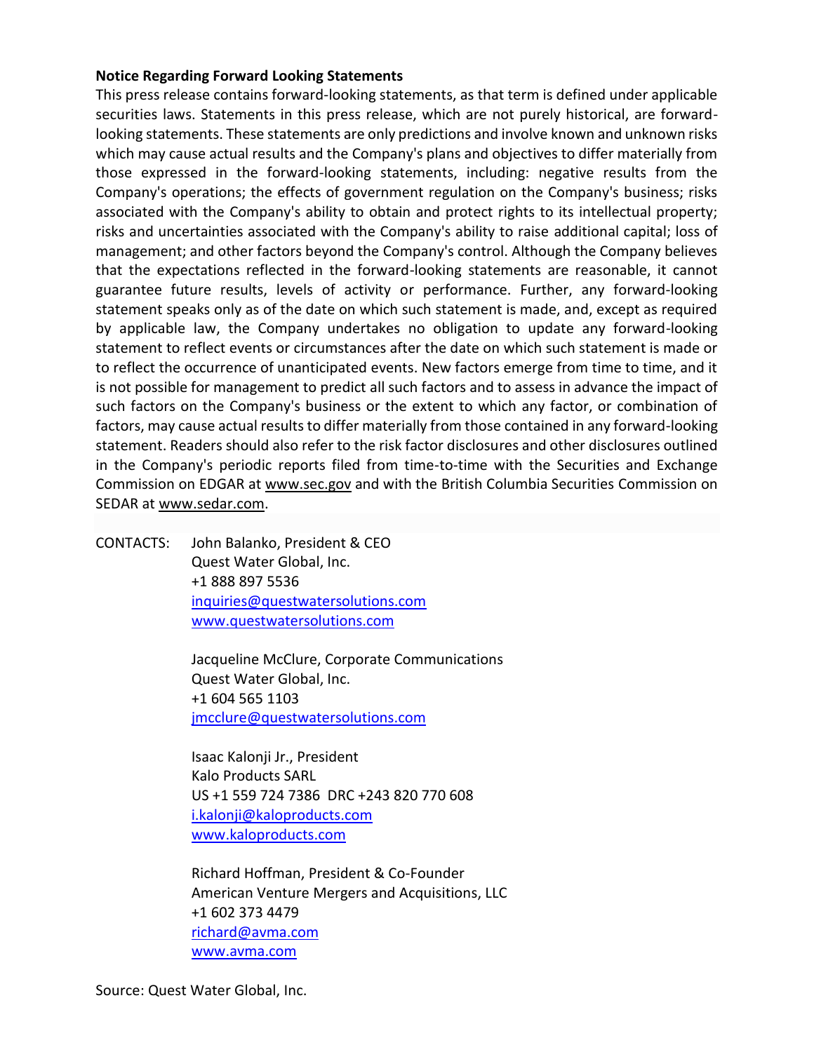**Notice Regarding Forward Looking Statements**

This press release contains forward-looking statements, as that term is defined under applicable securities laws. Statements in this press release, which are not purely historical, are forward-looking statements. These statements are only predictions and involve known and unknown risks which may cause actual results and the Company's plans and objectives to differ materially from those expressed in the forward-looking statements, including: negative results from the Company's operations; the effects of government regulation on the Company's business; risks associated with the Company's ability to obtain and protect rights to its intellectual property; risks and uncertainties associated with the Company's ability to raise additional capital; loss of management; and other factors beyond the Company's control. Although the Company believes that the expectations reflected in the forward-looking statements are reasonable, it cannot guarantee future results, levels of activity or performance. Further, any forward-looking statement speaks only as of the date on which such statement is made, and, except as required by applicable law, the Company undertakes no obligation to update any forward-looking statement to reflect events or circumstances after the date on which such statement is made or to reflect the occurrence of unanticipated events. New factors emerge from time to time, and it is not possible for management to predict all such factors and to assess in advance the impact of such factors on the Company's business or the extent to which any factor, or combination of factors, may cause actual results to differ materially from those contained in any forward-looking statement. Readers should also refer to the risk factor disclosures and other disclosures outlined in the Company's periodic reports filed from time-to-time with the Securities and Exchange Commission on EDGAR at www.sec.gov and with the British Columbia Securities Commission on SEDAR at www.sedar.com.

CONTACTS:

John Balanko, President & CEO
Quest Water Global, Inc.
+1 888 897 5536
inquiries@questwatersolutions.com
www.questwatersolutions.com

Jacqueline McClure, Corporate Communications
Quest Water Global, Inc.
+1 604 565 1103
jmcclure@questwatersolutions.com

Isaac Kalonji Jr., President
Kalo Products SARL
US +1 559 724 7386 DRC +243 820 770 608
i.kalonji@kaloproducts.com
www.kaloproducts.com

Richard Hoffman, President & Co-Founder
American Venture Mergers and Acquisitions, LLC
+1 602 373 4479
richard@avma.com
www.avma.com

Source: Quest Water Global, Inc.